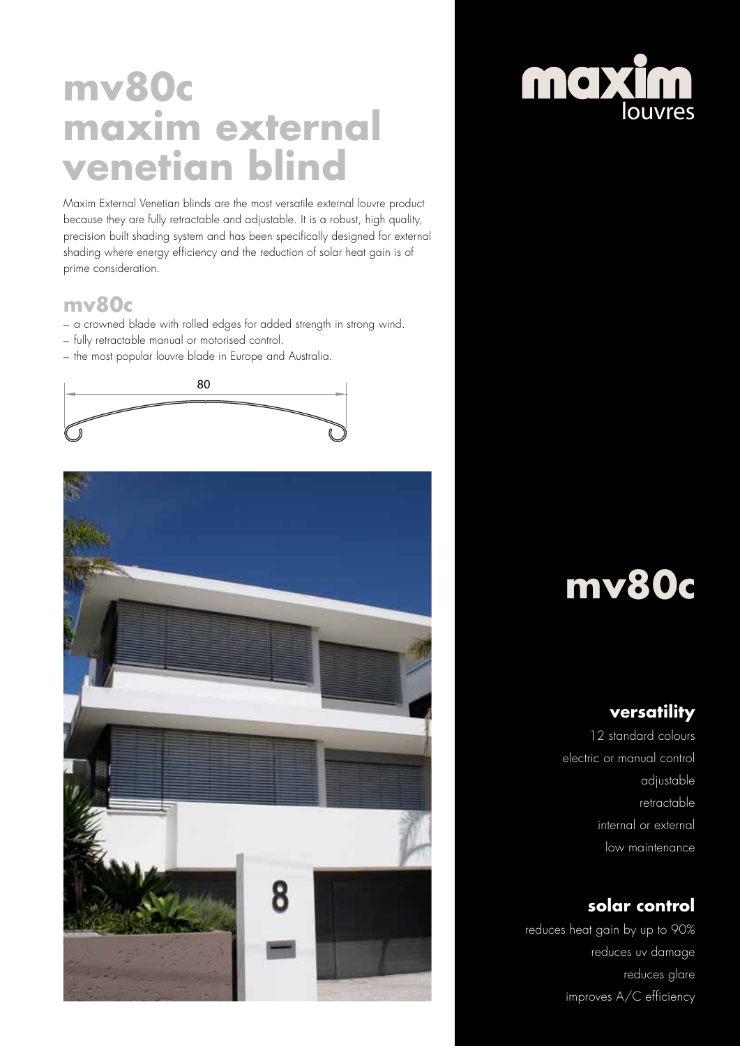# mv80c maxim external venetian blind

Maxim External Venetian blinds are the most versatile external louvre product because they are fully retractable and adjustable. It is a robust, high quality, precision built shading system and has been specifically designed for external shading where energy efficiency and the reduction of solar heat gain is of prime consideration.

## mv80c

– a crowned blade with rolled edges for added strength in strong wind.
– fully retractable manual or motorised control.
– the most popular louvre blade in Europe and Australia.

80

maxim louvres

# mv80c

### versatility

12 standard colours
electric or manual control
adjustable
retractable
internal or external
low maintenance

### solar control

reduces heat gain by up to 90%
reduces uv damage
reduces glare
improves A/C efficiency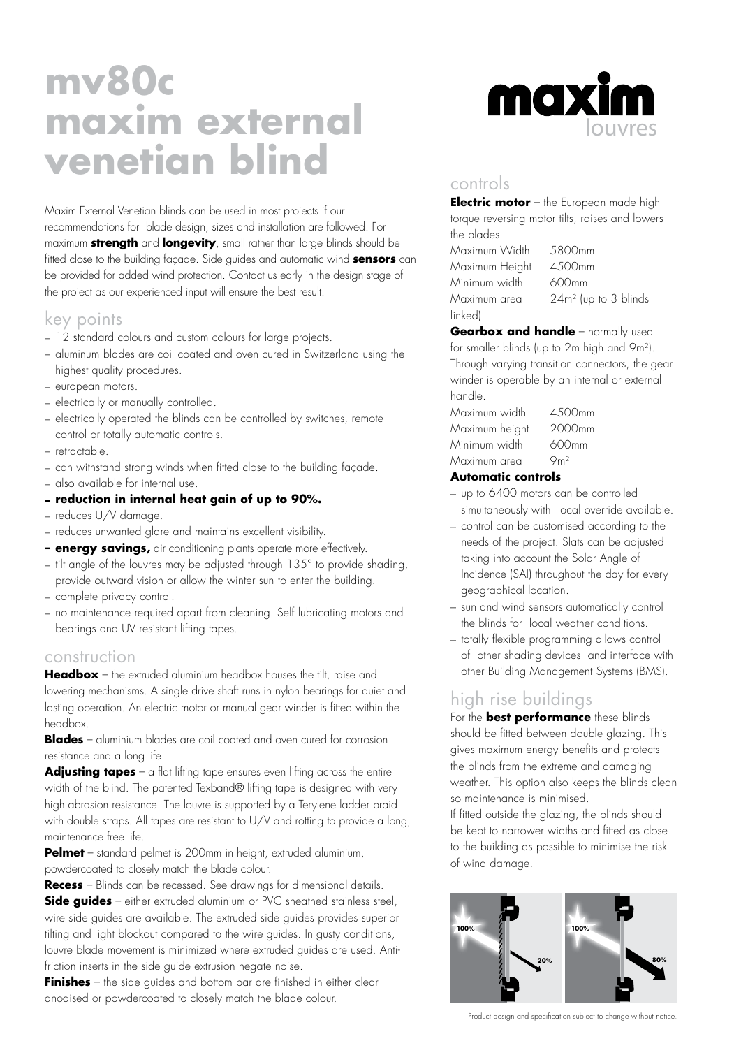# mv80c maxim external venetian blind

maxim louvres

Maxim External Venetian blinds can be used in most projects if our recommendations for blade design, sizes and installation are followed. For maximum **strength** and **longevity**, small rather than large blinds should be fitted close to the building façade. Side guides and automatic wind **sensors** can be provided for added wind protection. Contact us early in the design stage of the project as our experienced input will ensure the best result.

## key points

- 12 standard colours and custom colours for large projects.
- aluminum blades are coil coated and oven cured in Switzerland using the highest quality procedures.
- european motors.
- electrically or manually controlled.
- electrically operated the blinds can be controlled by switches, remote control or totally automatic controls.
- retractable.
- can withstand strong winds when fitted close to the building façade.
- also available for internal use.
- **reduction in internal heat gain of up to 90%.**
- reduces U/V damage.
- reduces unwanted glare and maintains excellent visibility.
- **energy savings,** air conditioning plants operate more effectively.
- tilt angle of the louvres may be adjusted through 135° to provide shading, provide outward vision or allow the winter sun to enter the building.
- complete privacy control.
- no maintenance required apart from cleaning. Self lubricating motors and bearings and UV resistant lifting tapes.

## construction

**Headbox** – the extruded aluminium headbox houses the tilt, raise and lowering mechanisms. A single drive shaft runs in nylon bearings for quiet and lasting operation. An electric motor or manual gear winder is fitted within the headbox.

**Blades** – aluminium blades are coil coated and oven cured for corrosion resistance and a long life.

**Adjusting tapes** – a flat lifting tape ensures even lifting across the entire width of the blind. The patented Texband® lifting tape is designed with very high abrasion resistance. The louvre is supported by a Terylene ladder braid with double straps. All tapes are resistant to U/V and rotting to provide a long, maintenance free life.

**Pelmet** – standard pelmet is 200mm in height, extruded aluminium, powdercoated to closely match the blade colour.

**Recess** – Blinds can be recessed. See drawings for dimensional details.

**Side guides** – either extruded aluminium or PVC sheathed stainless steel, wire side guides are available. The extruded side guides provides superior tilting and light blockout compared to the wire guides. In gusty conditions, louvre blade movement is minimized where extruded guides are used. Anti-friction inserts in the side guide extrusion negate noise.

**Finishes** – the side guides and bottom bar are finished in either clear anodised or powdercoated to closely match the blade colour.

## controls

**Electric motor** – the European made high torque reversing motor tilts, raises and lowers the blades.

| | |
|---|---|
| Maximum Width | 5800mm |
| Maximum Height | 4500mm |
| Minimum width | 600mm |
| Maximum area linked) | 24m² (up to 3 blinds |

**Gearbox and handle** – normally used for smaller blinds (up to 2m high and 9m²). Through varying transition connectors, the gear winder is operable by an internal or external handle.

| | |
|---|---|
| Maximum width | 4500mm |
| Maximum height | 2000mm |
| Minimum width | 600mm |
| Maximum area | 9m² |

**Automatic controls**

- up to 6400 motors can be controlled simultaneously with local override available.
- control can be customised according to the needs of the project. Slats can be adjusted taking into account the Solar Angle of Incidence (SAI) throughout the day for every geographical location.
- sun and wind sensors automatically control the blinds for local weather conditions.
- totally flexible programming allows control of other shading devices and interface with other Building Management Systems (BMS).

## high rise buildings

For the **best performance** these blinds should be fitted between double glazing. This gives maximum energy benefits and protects the blinds from the extreme and damaging weather. This option also keeps the blinds clean so maintenance is minimised.

If fitted outside the glazing, the blinds should be kept to narrower widths and fitted as close to the building as possible to minimise the risk of wind damage.

100%
20%
100%
80%

Product design and specification subject to change without notice.